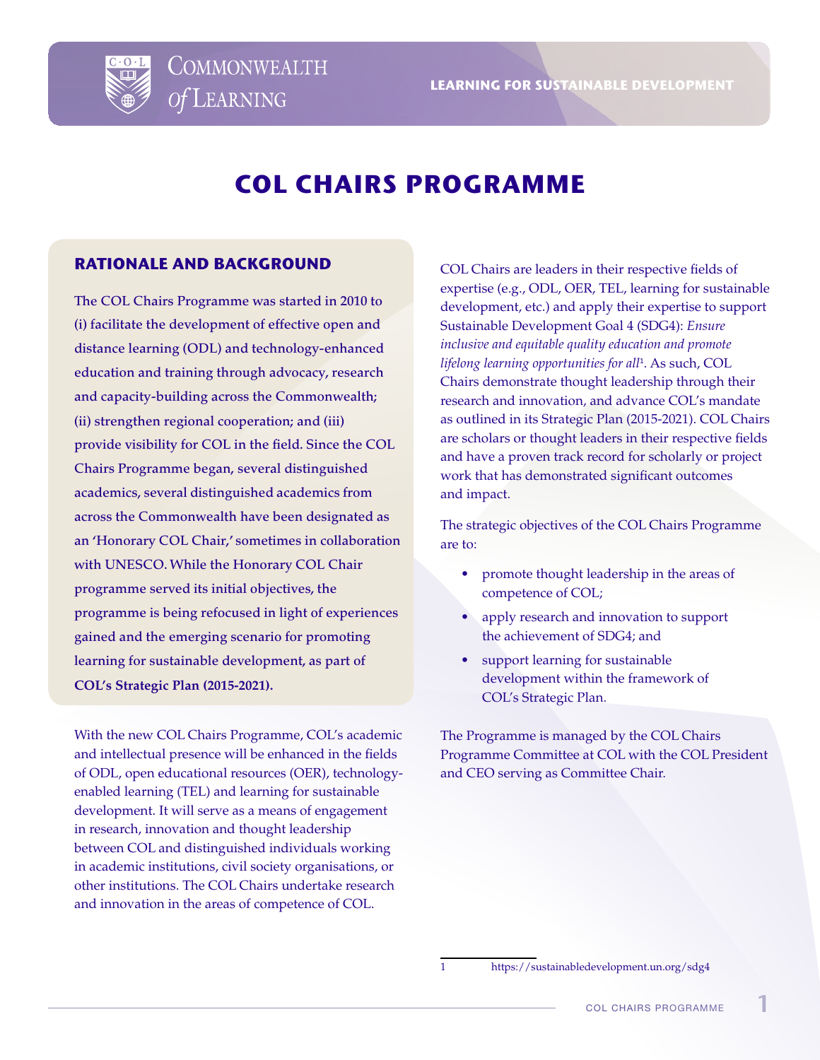# COL CHAIRS PROGRAMME

## RATIONALE AND BACKGROUND

**The COL Chairs Programme was started in 2010 to (i) facilitate the development of effective open and distance learning (ODL) and technology-enhanced education and training through advocacy, research and capacity-building across the Commonwealth; (ii) strengthen regional cooperation; and (iii) provide visibility for COL in the field. Since the COL Chairs Programme began, several distinguished academics, several distinguished academics from across the Commonwealth have been designated as an 'Honorary COL Chair,' sometimes in collaboration with UNESCO. While the Honorary COL Chair programme served its initial objectives, the programme is being refocused in light of experiences gained and the emerging scenario for promoting learning for sustainable development, as part of COL's Strategic Plan (2015-2021).**

With the new COL Chairs Programme, COL's academic and intellectual presence will be enhanced in the fields of ODL, open educational resources (OER), technology-enabled learning (TEL) and learning for sustainable development. It will serve as a means of engagement in research, innovation and thought leadership between COL and distinguished individuals working in academic institutions, civil society organisations, or other institutions. The COL Chairs undertake research and innovation in the areas of competence of COL.

COL Chairs are leaders in their respective fields of expertise (e.g., ODL, OER, TEL, learning for sustainable development, etc.) and apply their expertise to support Sustainable Development Goal 4 (SDG4): *Ensure inclusive and equitable quality education and promote lifelong learning opportunities for all*[1]. As such, COL Chairs demonstrate thought leadership through their research and innovation, and advance COL's mandate as outlined in its Strategic Plan (2015-2021). COL Chairs are scholars or thought leaders in their respective fields and have a proven track record for scholarly or project work that has demonstrated significant outcomes and impact.

The strategic objectives of the COL Chairs Programme are to:

- promote thought leadership in the areas of competence of COL;
- apply research and innovation to support the achievement of SDG4; and
- support learning for sustainable development within the framework of COL's Strategic Plan.

The Programme is managed by the COL Chairs Programme Committee at COL with the COL President and CEO serving as Committee Chair.

1 https://sustainabledevelopment.un.org/sdg4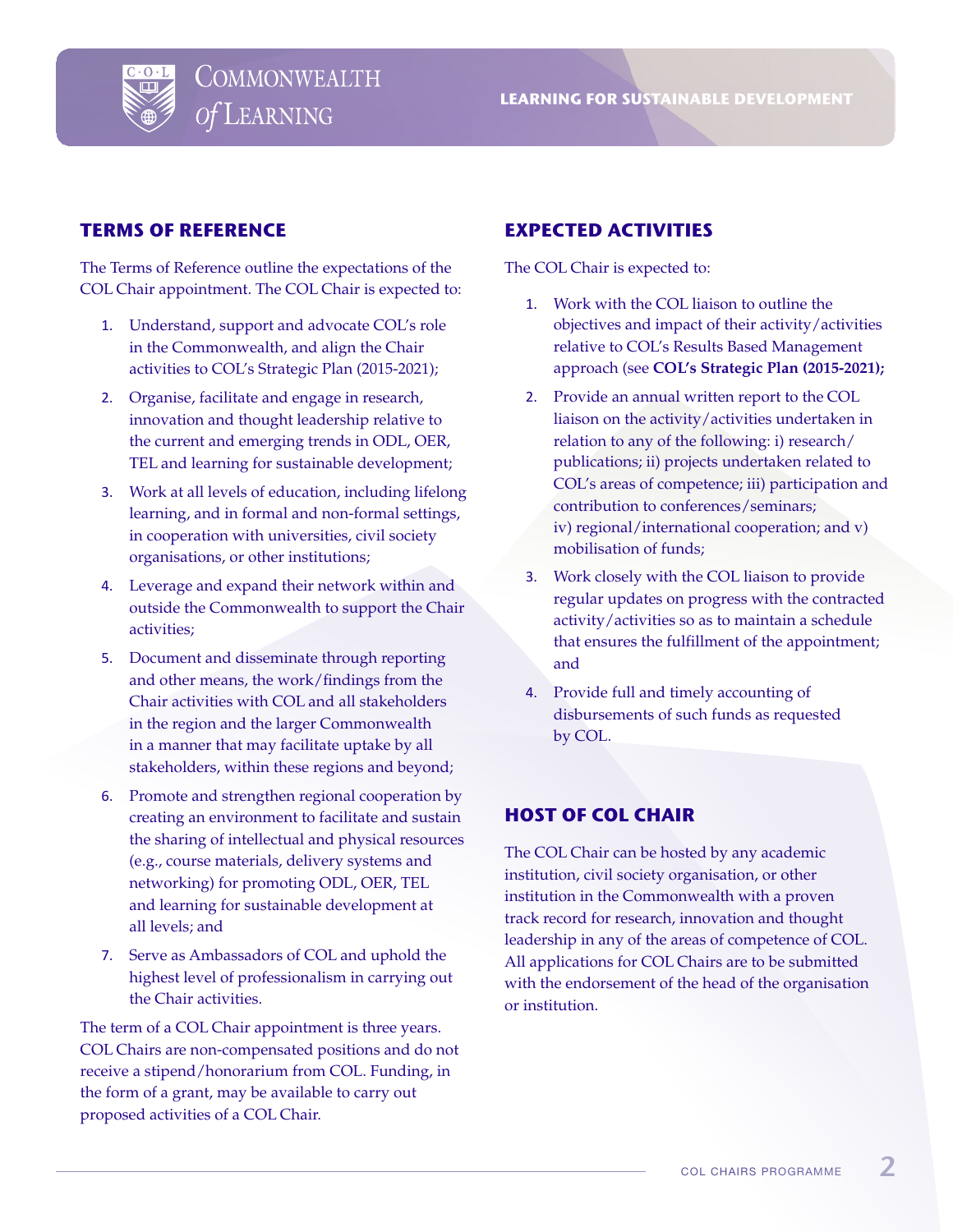## TERMS OF REFERENCE

The Terms of Reference outline the expectations of the COL Chair appointment. The COL Chair is expected to:

1. Understand, support and advocate COL's role in the Commonwealth, and align the Chair activities to COL's Strategic Plan (2015-2021);
2. Organise, facilitate and engage in research, innovation and thought leadership relative to the current and emerging trends in ODL, OER, TEL and learning for sustainable development;
3. Work at all levels of education, including lifelong learning, and in formal and non-formal settings, in cooperation with universities, civil society organisations, or other institutions;
4. Leverage and expand their network within and outside the Commonwealth to support the Chair activities;
5. Document and disseminate through reporting and other means, the work/findings from the Chair activities with COL and all stakeholders in the region and the larger Commonwealth in a manner that may facilitate uptake by all stakeholders, within these regions and beyond;
6. Promote and strengthen regional cooperation by creating an environment to facilitate and sustain the sharing of intellectual and physical resources (e.g., course materials, delivery systems and networking) for promoting ODL, OER, TEL and learning for sustainable development at all levels; and
7. Serve as Ambassadors of COL and uphold the highest level of professionalism in carrying out the Chair activities.

The term of a COL Chair appointment is three years. COL Chairs are non-compensated positions and do not receive a stipend/honorarium from COL. Funding, in the form of a grant, may be available to carry out proposed activities of a COL Chair.

## EXPECTED ACTIVITIES

The COL Chair is expected to:

1. Work with the COL liaison to outline the objectives and impact of their activity/activities relative to COL's Results Based Management approach (see **COL's Strategic Plan (2015-2021);**
2. Provide an annual written report to the COL liaison on the activity/activities undertaken in relation to any of the following: i) research/ publications; ii) projects undertaken related to COL's areas of competence; iii) participation and contribution to conferences/seminars; iv) regional/international cooperation; and v) mobilisation of funds;
3. Work closely with the COL liaison to provide regular updates on progress with the contracted activity/activities so as to maintain a schedule that ensures the fulfillment of the appointment; and
4. Provide full and timely accounting of disbursements of such funds as requested by COL.

## HOST OF COL CHAIR

The COL Chair can be hosted by any academic institution, civil society organisation, or other institution in the Commonwealth with a proven track record for research, innovation and thought leadership in any of the areas of competence of COL. All applications for COL Chairs are to be submitted with the endorsement of the head of the organisation or institution.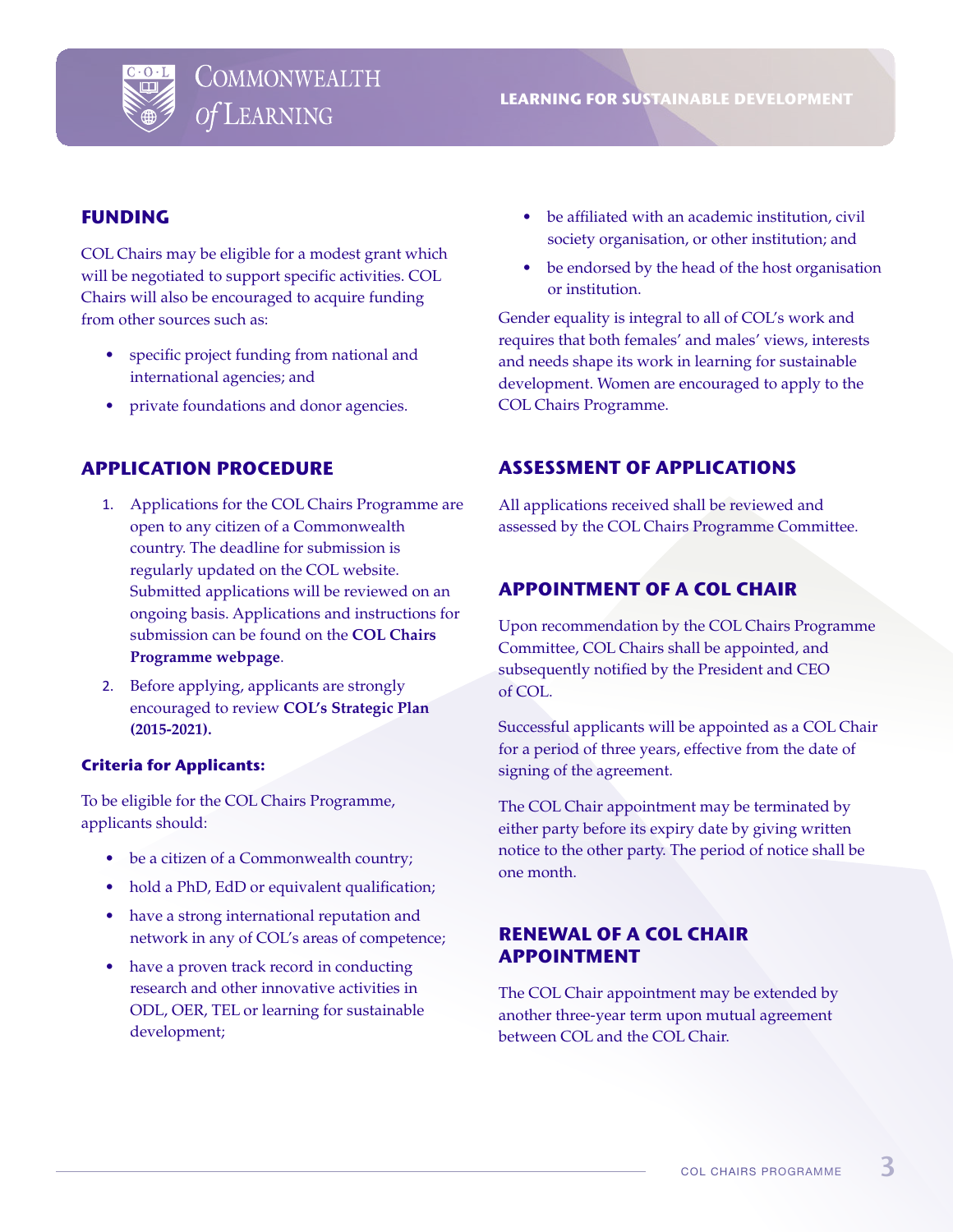## FUNDING

COL Chairs may be eligible for a modest grant which will be negotiated to support specific activities. COL Chairs will also be encouraged to acquire funding from other sources such as:

- specific project funding from national and international agencies; and
- private foundations and donor agencies.

## APPLICATION PROCEDURE

1. Applications for the COL Chairs Programme are open to any citizen of a Commonwealth country. The deadline for submission is regularly updated on the COL website. Submitted applications will be reviewed on an ongoing basis. Applications and instructions for submission can be found on the **COL Chairs Programme webpage**.
2. Before applying, applicants are strongly encouraged to review **COL's Strategic Plan (2015-2021).**

### Criteria for Applicants:

To be eligible for the COL Chairs Programme, applicants should:

- be a citizen of a Commonwealth country;
- hold a PhD, EdD or equivalent qualification;
- have a strong international reputation and network in any of COL's areas of competence;
- have a proven track record in conducting research and other innovative activities in ODL, OER, TEL or learning for sustainable development;
- be affiliated with an academic institution, civil society organisation, or other institution; and
- be endorsed by the head of the host organisation or institution.

Gender equality is integral to all of COL's work and requires that both females' and males' views, interests and needs shape its work in learning for sustainable development. Women are encouraged to apply to the COL Chairs Programme.

## ASSESSMENT OF APPLICATIONS

All applications received shall be reviewed and assessed by the COL Chairs Programme Committee.

## APPOINTMENT OF A COL CHAIR

Upon recommendation by the COL Chairs Programme Committee, COL Chairs shall be appointed, and subsequently notified by the President and CEO of COL.

Successful applicants will be appointed as a COL Chair for a period of three years, effective from the date of signing of the agreement.

The COL Chair appointment may be terminated by either party before its expiry date by giving written notice to the other party. The period of notice shall be one month.

## RENEWAL OF A COL CHAIR APPOINTMENT

The COL Chair appointment may be extended by another three-year term upon mutual agreement between COL and the COL Chair.